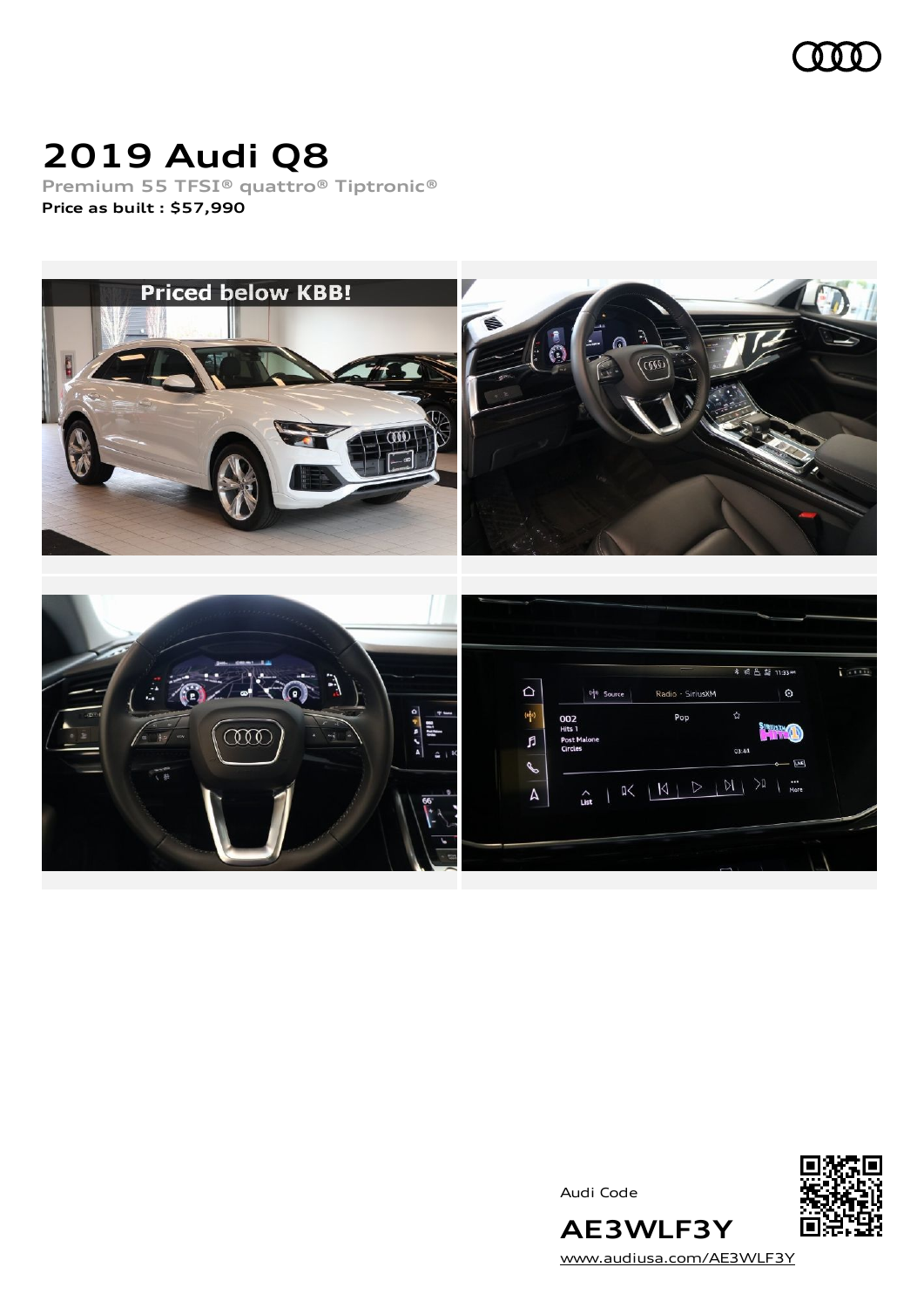# 2019 Audi Q8

Premium 55 TFSI® quattro® Tiptronic®

**Price as built : $57,990**

Audi Code

**AE3WLF3Y**

www.audiusa.com/AE3WLF3Y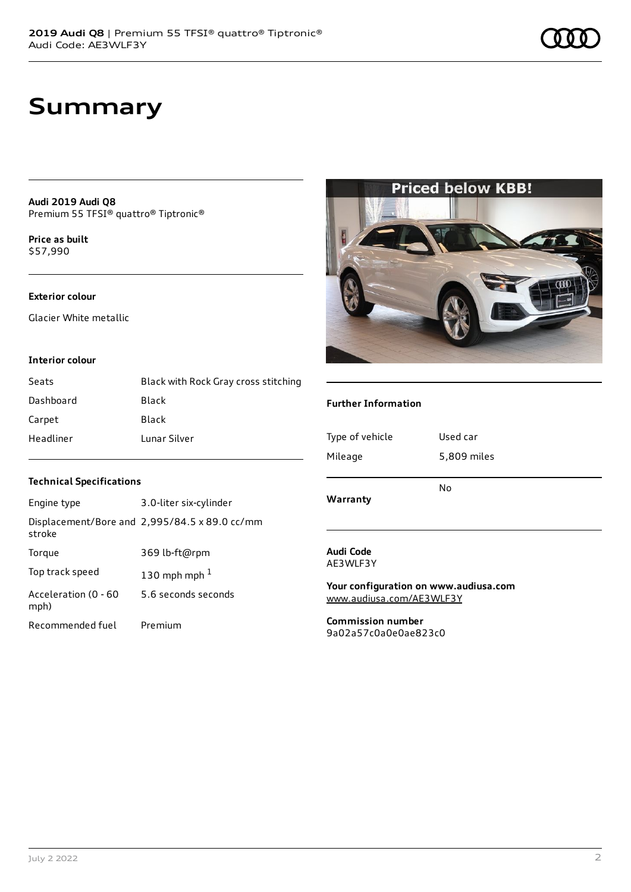# Summary

**Audi 2019 Audi Q8**
Premium 55 TFSI® quattro® Tiptronic®

**Price as built**
$57,990

**Exterior colour**

Glacier White metallic

**Interior colour**

| | |
|---|---|
| Seats | Black with Rock Gray cross stitching |
| Dashboard | Black |
| Carpet | Black |
| Headliner | Lunar Silver |

**Technical Specifications**

| | |
|---|---|
| Engine type | 3.0-liter six-cylinder |
| Displacement/Bore and stroke | 2,995/84.5 x 89.0 cc/mm |
| Torque | 369 lb-ft@rpm |
| Top track speed | 130 mph mph [1] |
| Acceleration (0 - 60 mph) | 5.6 seconds seconds |
| Recommended fuel | Premium |

Priced below KBB!

**Further Information**

| | |
|---|---|
| Type of vehicle | Used car |
| Mileage | 5,809 miles |
| **Warranty** | No |

**Audi Code**
AE3WLF3Y

**Your configuration on www.audiusa.com**
www.audiusa.com/AE3WLF3Y

**Commission number**
9a02a57c0a0e0ae823c0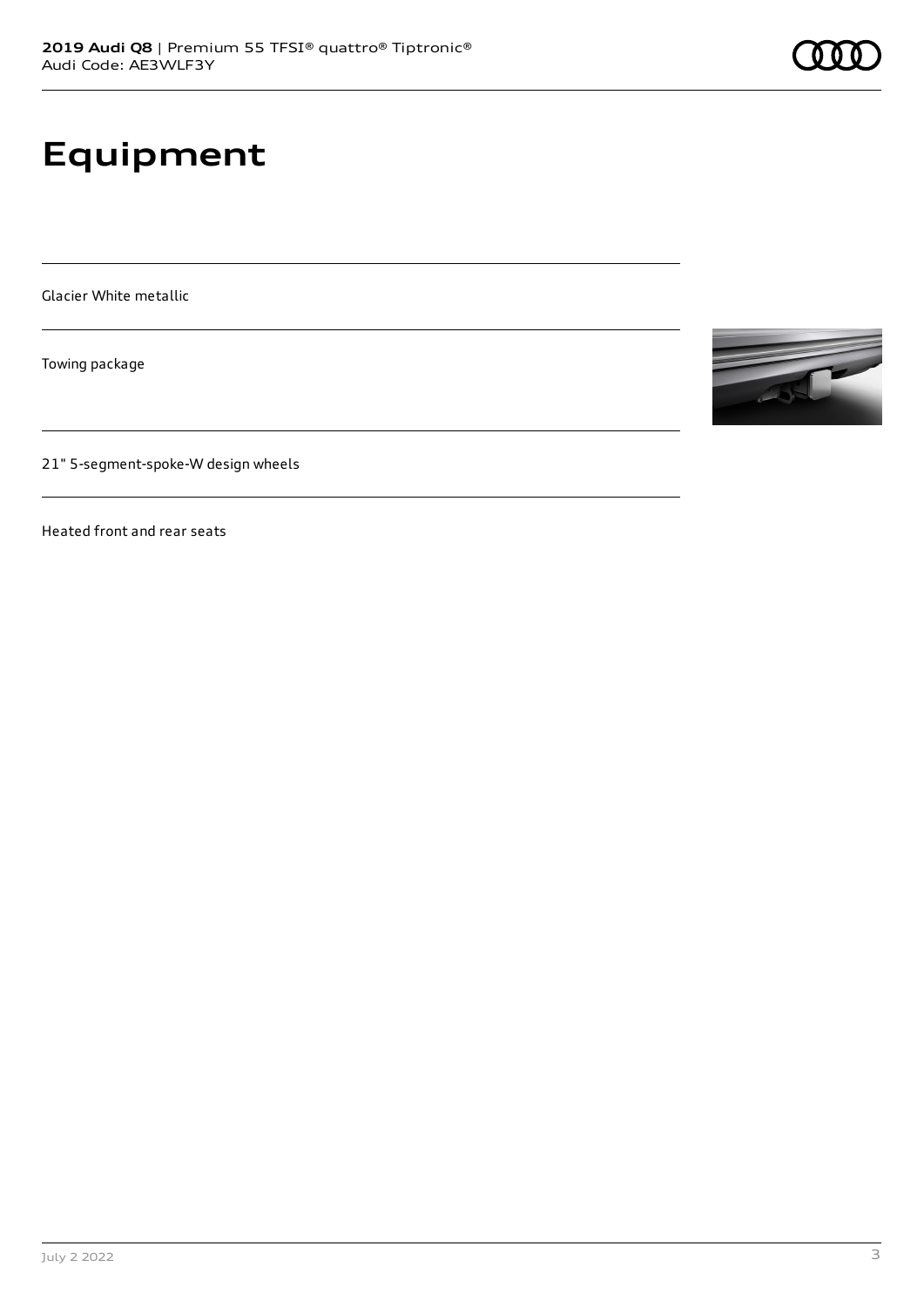# Equipment

Glacier White metallic

Towing package

21" 5-segment-spoke-W design wheels

Heated front and rear seats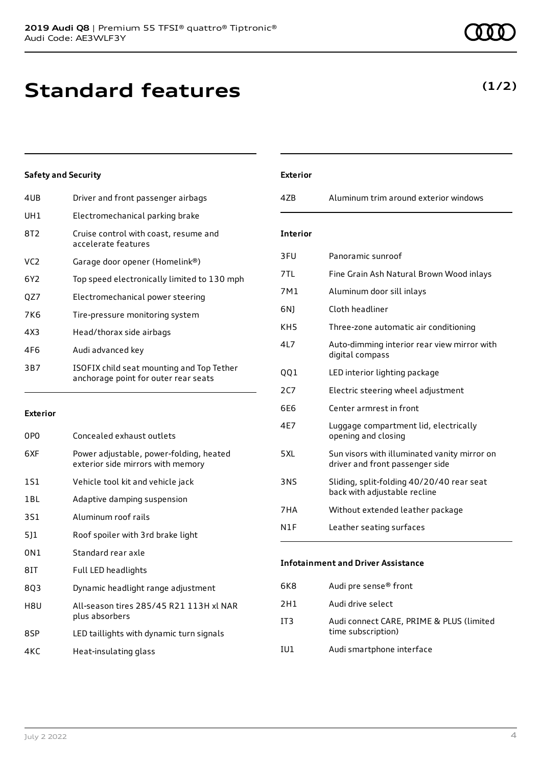# Standard features

**(1/2)**

### Safety and Security

| | |
|---|---|
| 4UB | Driver and front passenger airbags |
| UH1 | Electromechanical parking brake |
| 8T2 | Cruise control with coast, resume and accelerate features |
| VC2 | Garage door opener (Homelink®) |
| 6Y2 | Top speed electronically limited to 130 mph |
| QZ7 | Electromechanical power steering |
| 7K6 | Tire-pressure monitoring system |
| 4X3 | Head/thorax side airbags |
| 4F6 | Audi advanced key |
| 3B7 | ISOFIX child seat mounting and Top Tether anchorage point for outer rear seats |

### Exterior

| | |
|---|---|
| 0P0 | Concealed exhaust outlets |
| 6XF | Power adjustable, power-folding, heated exterior side mirrors with memory |
| 1S1 | Vehicle tool kit and vehicle jack |
| 1BL | Adaptive damping suspension |
| 3S1 | Aluminum roof rails |
| 5J1 | Roof spoiler with 3rd brake light |
| 0N1 | Standard rear axle |
| 8IT | Full LED headlights |
| 8Q3 | Dynamic headlight range adjustment |
| H8U | All-season tires 285/45 R21 113H xl NAR plus absorbers |
| 8SP | LED taillights with dynamic turn signals |
| 4KC | Heat-insulating glass |

### Exterior

| | |
|---|---|
| 4ZB | Aluminum trim around exterior windows |

### Interior

| | |
|---|---|
| 3FU | Panoramic sunroof |
| 7TL | Fine Grain Ash Natural Brown Wood inlays |
| 7M1 | Aluminum door sill inlays |
| 6NJ | Cloth headliner |
| KH5 | Three-zone automatic air conditioning |
| 4L7 | Auto-dimming interior rear view mirror with digital compass |
| QQ1 | LED interior lighting package |
| 2C7 | Electric steering wheel adjustment |
| 6E6 | Center armrest in front |
| 4E7 | Luggage compartment lid, electrically opening and closing |
| 5XL | Sun visors with illuminated vanity mirror on driver and front passenger side |
| 3NS | Sliding, split-folding 40/20/40 rear seat back with adjustable recline |
| 7HA | Without extended leather package |
| N1F | Leather seating surfaces |

### Infotainment and Driver Assistance

| | |
|---|---|
| 6K8 | Audi pre sense® front |
| 2H1 | Audi drive select |
| IT3 | Audi connect CARE, PRIME & PLUS (limited time subscription) |
| IU1 | Audi smartphone interface |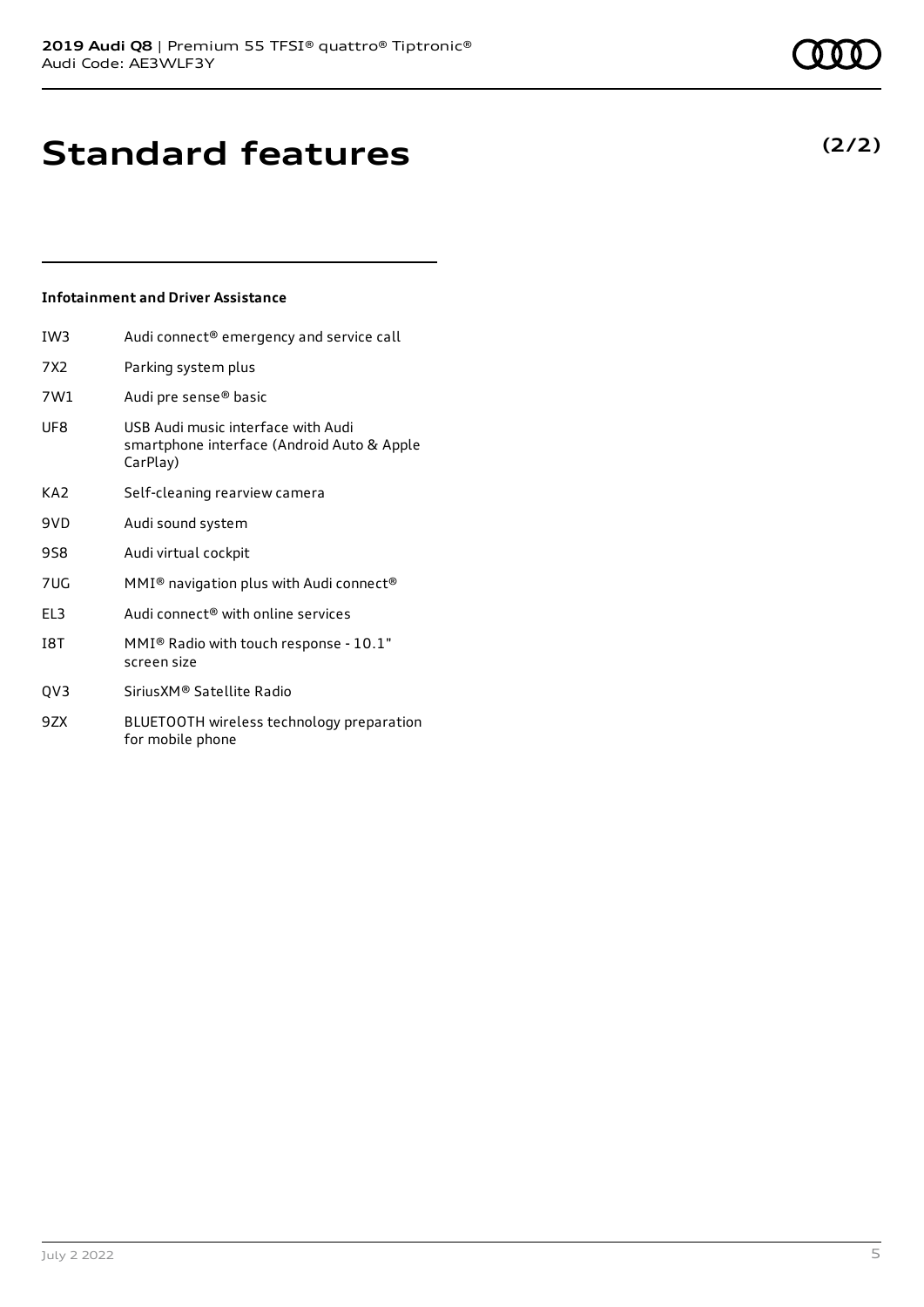# Standard features

**(2/2)**

### Infotainment and Driver Assistance

| | |
|---|---|
| IW3 | Audi connect® emergency and service call |
| 7X2 | Parking system plus |
| 7W1 | Audi pre sense® basic |
| UF8 | USB Audi music interface with Audi smartphone interface (Android Auto & Apple CarPlay) |
| KA2 | Self-cleaning rearview camera |
| 9VD | Audi sound system |
| 9S8 | Audi virtual cockpit |
| 7UG | MMI® navigation plus with Audi connect® |
| EL3 | Audi connect® with online services |
| I8T | MMI® Radio with touch response - 10.1" screen size |
| QV3 | SiriusXM® Satellite Radio |
| 9ZX | BLUETOOTH wireless technology preparation for mobile phone |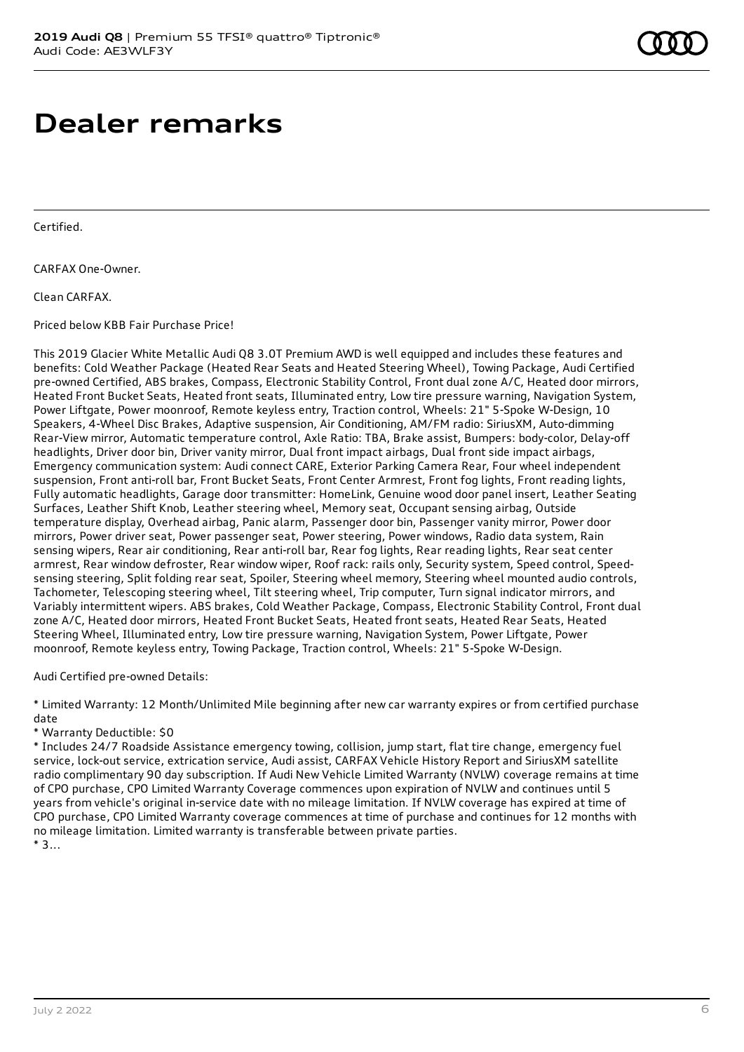# Dealer remarks

Certified.

CARFAX One-Owner.

Clean CARFAX.

Priced below KBB Fair Purchase Price!

This 2019 Glacier White Metallic Audi Q8 3.0T Premium AWD is well equipped and includes these features and benefits: Cold Weather Package (Heated Rear Seats and Heated Steering Wheel), Towing Package, Audi Certified pre-owned Certified, ABS brakes, Compass, Electronic Stability Control, Front dual zone A/C, Heated door mirrors, Heated Front Bucket Seats, Heated front seats, Illuminated entry, Low tire pressure warning, Navigation System, Power Liftgate, Power moonroof, Remote keyless entry, Traction control, Wheels: 21" 5-Spoke W-Design, 10 Speakers, 4-Wheel Disc Brakes, Adaptive suspension, Air Conditioning, AM/FM radio: SiriusXM, Auto-dimming Rear-View mirror, Automatic temperature control, Axle Ratio: TBA, Brake assist, Bumpers: body-color, Delay-off headlights, Driver door bin, Driver vanity mirror, Dual front impact airbags, Dual front side impact airbags, Emergency communication system: Audi connect CARE, Exterior Parking Camera Rear, Four wheel independent suspension, Front anti-roll bar, Front Bucket Seats, Front Center Armrest, Front fog lights, Front reading lights, Fully automatic headlights, Garage door transmitter: HomeLink, Genuine wood door panel insert, Leather Seating Surfaces, Leather Shift Knob, Leather steering wheel, Memory seat, Occupant sensing airbag, Outside temperature display, Overhead airbag, Panic alarm, Passenger door bin, Passenger vanity mirror, Power door mirrors, Power driver seat, Power passenger seat, Power steering, Power windows, Radio data system, Rain sensing wipers, Rear air conditioning, Rear anti-roll bar, Rear fog lights, Rear reading lights, Rear seat center armrest, Rear window defroster, Rear window wiper, Roof rack: rails only, Security system, Speed control, Speed-sensing steering, Split folding rear seat, Spoiler, Steering wheel memory, Steering wheel mounted audio controls, Tachometer, Telescoping steering wheel, Tilt steering wheel, Trip computer, Turn signal indicator mirrors, and Variably intermittent wipers. ABS brakes, Cold Weather Package, Compass, Electronic Stability Control, Front dual zone A/C, Heated door mirrors, Heated Front Bucket Seats, Heated front seats, Heated Rear Seats, Heated Steering Wheel, Illuminated entry, Low tire pressure warning, Navigation System, Power Liftgate, Power moonroof, Remote keyless entry, Towing Package, Traction control, Wheels: 21" 5-Spoke W-Design.

Audi Certified pre-owned Details:

* Limited Warranty: 12 Month/Unlimited Mile beginning after new car warranty expires or from certified purchase date
* Warranty Deductible: $0
* Includes 24/7 Roadside Assistance emergency towing, collision, jump start, flat tire change, emergency fuel service, lock-out service, extrication service, Audi assist, CARFAX Vehicle History Report and SiriusXM satellite radio complimentary 90 day subscription. If Audi New Vehicle Limited Warranty (NVLW) coverage remains at time of CPO purchase, CPO Limited Warranty Coverage commences upon expiration of NVLW and continues until 5 years from vehicle's original in-service date with no mileage limitation. If NVLW coverage has expired at time of CPO purchase, CPO Limited Warranty coverage commences at time of purchase and continues for 12 months with no mileage limitation. Limited warranty is transferable between private parties.
* 3...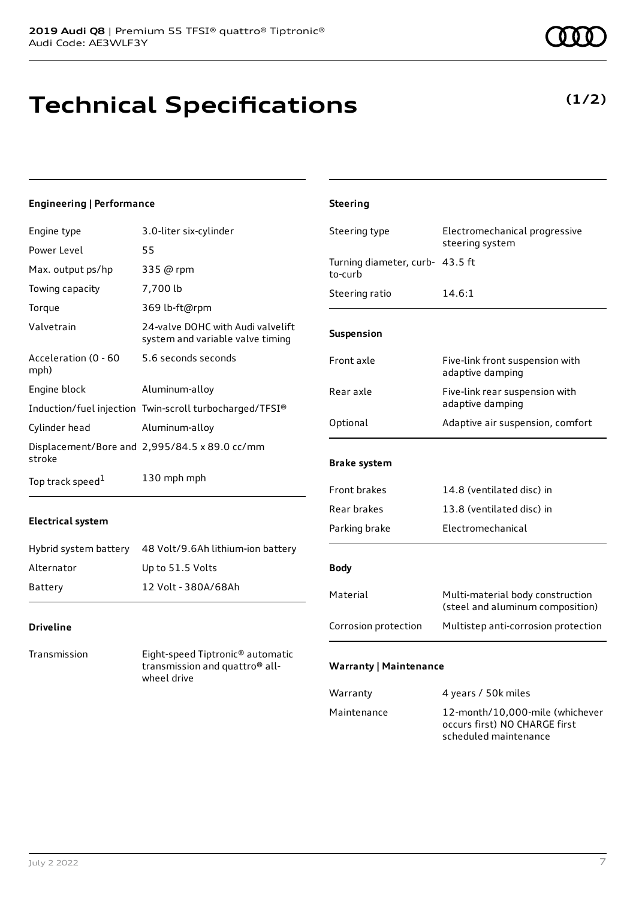2019 Audi Q8 | Premium 55 TFSI® quattro® Tiptronic®
Audi Code: AE3WLF3Y

# Technical Specifications

**(1/2)**

### Engineering | Performance

| | |
|---|---|
| Engine type | 3.0-liter six-cylinder |
| Power Level | 55 |
| Max. output ps/hp | 335 @ rpm |
| Towing capacity | 7,700 lb |
| Torque | 369 lb-ft@rpm |
| Valvetrain | 24-valve DOHC with Audi valvelift system and variable valve timing |
| Acceleration (0 - 60 mph) | 5.6 seconds seconds |
| Engine block | Aluminum-alloy |
| Induction/fuel injection | Twin-scroll turbocharged/TFSI® |
| Cylinder head | Aluminum-alloy |
| Displacement/Bore and stroke | 2,995/84.5 x 89.0 cc/mm |
| Top track speed[1] | 130 mph mph |

### Electrical system

| | |
|---|---|
| Hybrid system battery | 48 Volt/9.6Ah lithium-ion battery |
| Alternator | Up to 51.5 Volts |
| Battery | 12 Volt - 380A/68Ah |

### Driveline

| | |
|---|---|
| Transmission | Eight-speed Tiptronic® automatic transmission and quattro® all-wheel drive |

### Steering

| | |
|---|---|
| Steering type | Electromechanical progressive steering system |
| Turning diameter, curb-to-curb | 43.5 ft |
| Steering ratio | 14.6:1 |

### Suspension

| | |
|---|---|
| Front axle | Five-link front suspension with adaptive damping |
| Rear axle | Five-link rear suspension with adaptive damping |
| Optional | Adaptive air suspension, comfort |

### Brake system

| | |
|---|---|
| Front brakes | 14.8 (ventilated disc) in |
| Rear brakes | 13.8 (ventilated disc) in |
| Parking brake | Electromechanical |

### Body

| | |
|---|---|
| Material | Multi-material body construction (steel and aluminum composition) |
| Corrosion protection | Multistep anti-corrosion protection |

### Warranty | Maintenance

| | |
|---|---|
| Warranty | 4 years / 50k miles |
| Maintenance | 12-month/10,000-mile (whichever occurs first) NO CHARGE first scheduled maintenance |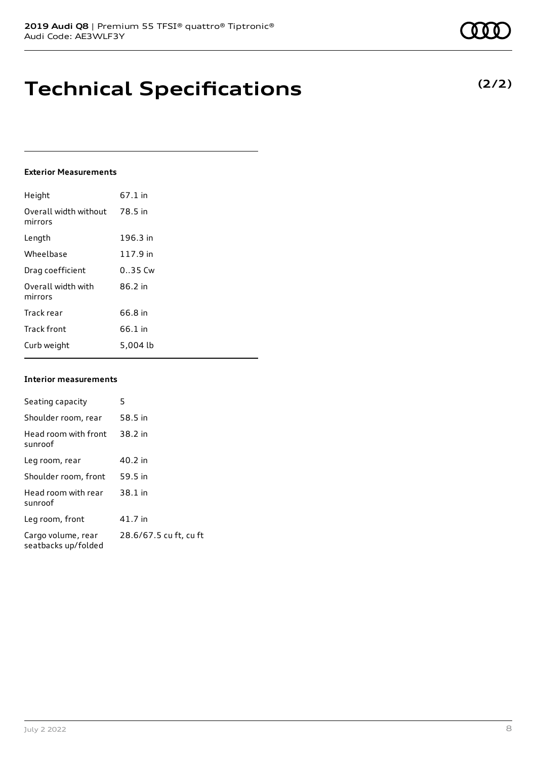# Technical Specifications

**(2/2)**

### Exterior Measurements

| | |
|---|---|
| Height | 67.1 in |
| Overall width without mirrors | 78.5 in |
| Length | 196.3 in |
| Wheelbase | 117.9 in |
| Drag coefficient | 0..35 Cw |
| Overall width with mirrors | 86.2 in |
| Track rear | 66.8 in |
| Track front | 66.1 in |
| Curb weight | 5,004 lb |

### Interior measurements

| | |
|---|---|
| Seating capacity | 5 |
| Shoulder room, rear | 58.5 in |
| Head room with front sunroof | 38.2 in |
| Leg room, rear | 40.2 in |
| Shoulder room, front | 59.5 in |
| Head room with rear sunroof | 38.1 in |
| Leg room, front | 41.7 in |
| Cargo volume, rear seatbacks up/folded | 28.6/67.5 cu ft, cu ft |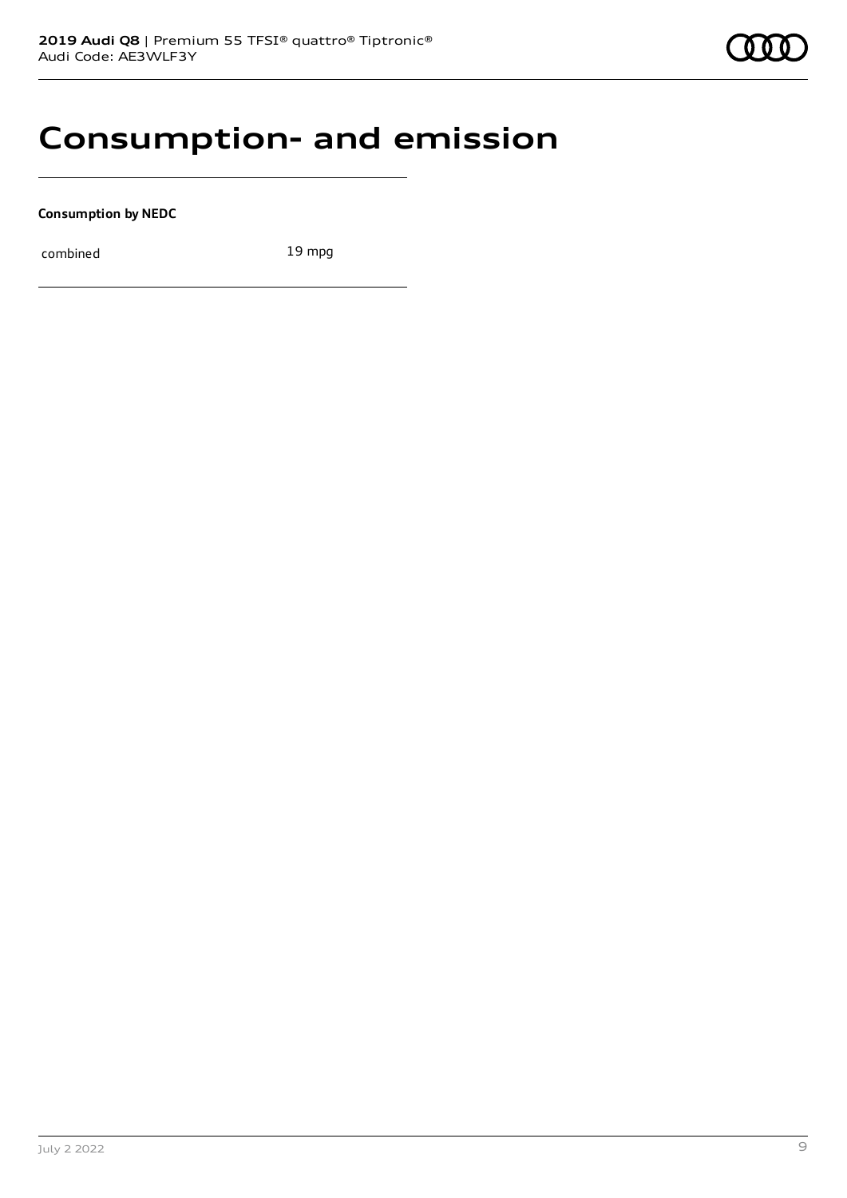# Consumption- and emission

**Consumption by NEDC**

| | |
|---|---|
| combined | 19 mpg |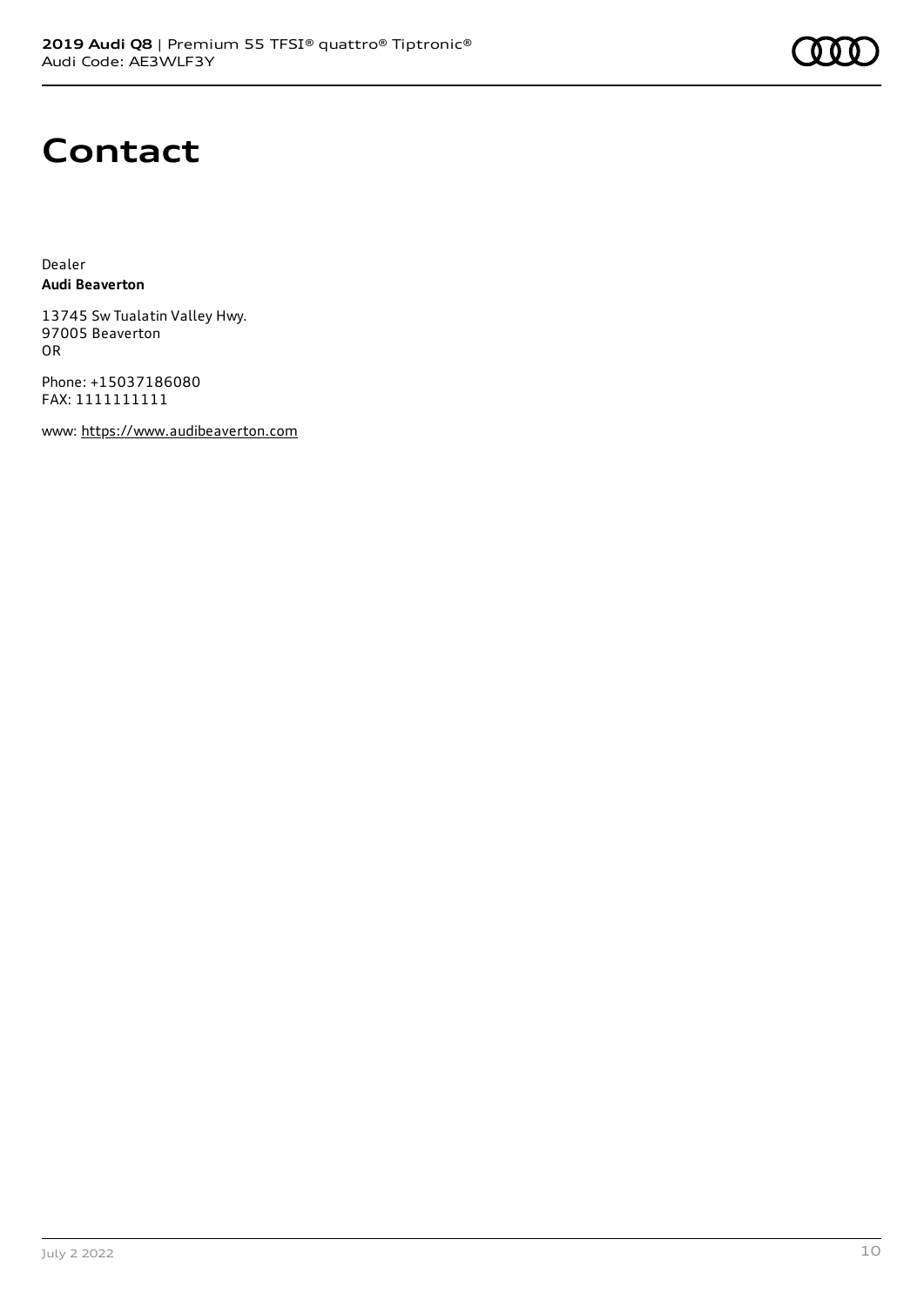# Contact

Dealer
**Audi Beaverton**

13745 Sw Tualatin Valley Hwy.
97005 Beaverton
OR

Phone: +15037186080
FAX: 1111111111

www: https://www.audibeaverton.com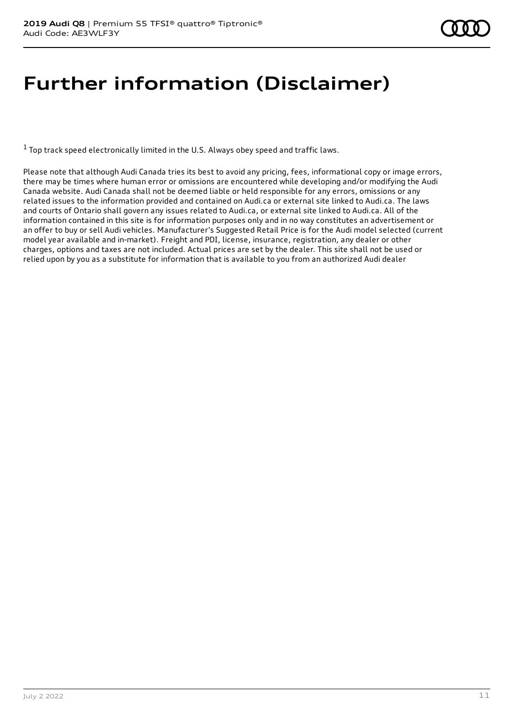# Further information (Disclaimer)

[1] Top track speed electronically limited in the U.S. Always obey speed and traffic laws.

Please note that although Audi Canada tries its best to avoid any pricing, fees, informational copy or image errors, there may be times where human error or omissions are encountered while developing and/or modifying the Audi Canada website. Audi Canada shall not be deemed liable or held responsible for any errors, omissions or any related issues to the information provided and contained on Audi.ca or external site linked to Audi.ca. The laws and courts of Ontario shall govern any issues related to Audi.ca, or external site linked to Audi.ca. All of the information contained in this site is for information purposes only and in no way constitutes an advertisement or an offer to buy or sell Audi vehicles. Manufacturer's Suggested Retail Price is for the Audi model selected (current model year available and in-market). Freight and PDI, license, insurance, registration, any dealer or other charges, options and taxes are not included. Actual prices are set by the dealer. This site shall not be used or relied upon by you as a substitute for information that is available to you from an authorized Audi dealer